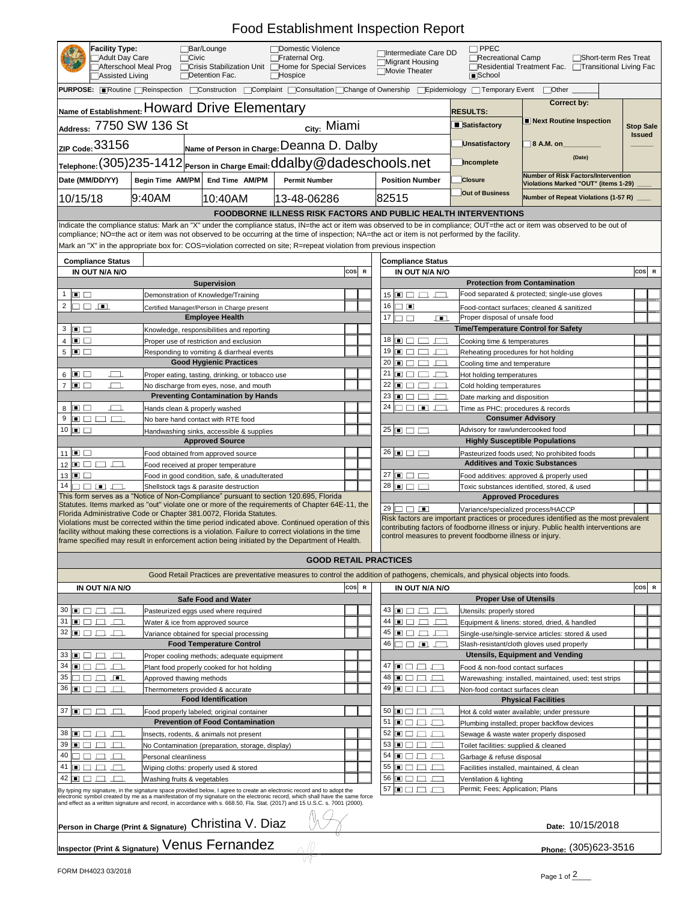# Food Establishment Inspection Report

**Facility Type:**
- [ ] Adult Day Care
- [ ] Afterschool Meal Prog
- [ ] Assisted Living
- [ ] Bar/Lounge
- [ ] Civic
- [ ] Detention Fac.
- [ ] Domestic Violence
- [ ] Fraternal Org.
- [ ] Crisis Stabilization Unit
- [ ] Home for Special Services
- [ ] Hospice
- [ ] Intermediate Care DD
- [ ] Migrant Housing
- [ ] Movie Theater
- [ ] PPEC
- [ ] Recreational Camp
- [ ] Residential Treatment Fac.
- [x] School
- [ ] Short-term Res Treat
- [ ] Transitional Living Fac

**PURPOSE:** [x] Routine [ ] Reinspection [ ] Construction [ ] Complaint [ ] Consultation [ ] Change of Ownership [ ] Epidemiology [ ] Temporary Event [ ] Other

| | |
|---|---|
| Name of Establishment: | Howard Drive Elementary |
| Address: | 7750 SW 136 St |
| City: | Miami |
| ZIP Code: | 33156 |
| Name of Person in Charge: | Deanna D. Dalby |
| Telephone: | (305)235-1412 |
| Person in Charge Email: | ddalby@dadeschools.net |

| Date (MM/DD/YY) | Begin Time AM/PM | End Time AM/PM | Permit Number | Position Number |
|---|---|---|---|---|
| 10/15/18 | 9:40AM | 10:40AM | 13-48-06286 | 82515 |

**RESULTS:**
- [x] Satisfactory
- [ ] Unsatisfactory
- [ ] Incomplete
- [ ] Closure
- [ ] Out of Business

**Correct by:**
- [x] Next Routine Inspection
- [ ] 8 A.M. on ______ (Date)

Stop Sale Issued ______

Number of Risk Factors/Intervention Violations Marked "OUT" (items 1-29) ____

Number of Repeat Violations (1-57 R) ____

## FOODBORNE ILLNESS RISK FACTORS AND PUBLIC HEALTH INTERVENTIONS

Indicate the compliance status: Mark an "X" under the compliance status, IN=the act or item was observed to be in compliance; OUT=the act or item was observed to be out of compliance; NO=the act or item was not observed to be occurring at the time of inspection; NA=the act or item is not performed by the facility.

Mark an "X" in the appropriate box for: COS=violation corrected on site; R=repeat violation from previous inspection

| # | Compliance Status | Item | COS | R |
|---|---|---|---|---|
| | | **Supervision** | | |
| 1 | IN | Demonstration of Knowledge/Training | | |
| 2 | N/A | Certified Manager/Person in Charge present | | |
| | | **Employee Health** | | |
| 3 | IN | Knowledge, responsibilities and reporting | | |
| 4 | IN | Proper use of restriction and exclusion | | |
| 5 | IN | Responding to vomiting & diarrheal events | | |
| | | **Good Hygienic Practices** | | |
| 6 | IN | Proper eating, tasting, drinking, or tobacco use | | |
| 7 | IN | No discharge from eyes, nose, and mouth | | |
| | | **Preventing Contamination by Hands** | | |
| 8 | IN | Hands clean & properly washed | | |
| 9 | IN | No bare hand contact with RTE food | | |
| 10 | IN | Handwashing sinks, accessible & supplies | | |
| | | **Approved Source** | | |
| 11 | IN | Food obtained from approved source | | |
| 12 | IN | Food received at proper temperature | | |
| 13 | IN | Food in good condition, safe, & unadulterated | | |
| 14 | N/A | Shellstock tags & parasite destruction | | |
| | | **Protection from Contamination** | | |
| 15 | IN | Food separated & protected; single-use gloves | | |
| 16 | OUT | Food-contact surfaces; cleaned & sanitized | | |
| 17 | N/O | Proper disposal of unsafe food | | |
| | | **Time/Temperature Control for Safety** | | |
| 18 | IN | Cooking time & temperatures | | |
| 19 | IN | Reheating procedures for hot holding | | |
| 20 | IN | Cooling time and temperature | | |
| 21 | IN | Hot holding temperatures | | |
| 22 | IN | Cold holding temperatures | | |
| 23 | IN | Date marking and disposition | | |
| 24 | N/A | Time as PHC; procedures & records | | |
| | | **Consumer Advisory** | | |
| 25 | IN | Advisory for raw/undercooked food | | |
| | | **Highly Susceptible Populations** | | |
| 26 | IN | Pasteurized foods used; No prohibited foods | | |
| | | **Additives and Toxic Substances** | | |
| 27 | IN | Food additives: approved & properly used | | |
| 28 | IN | Toxic substances identified, stored, & used | | |
| | | **Approved Procedures** | | |
| 29 | N/A | Variance/specialized process/HACCP | | |

This form serves as a "Notice of Non-Compliance" pursuant to section 120.695, Florida Statutes. Items marked as "out" violate one or more of the requirements of Chapter 64E-11, the Florida Administrative Code or Chapter 381.0072, Florida Statutes. Violations must be corrected within the time period indicated above. Continued operation of this facility without making these corrections is a violation. Failure to correct violations in the time frame specified may result in enforcement action being initiated by the Department of Health.

Risk factors are important practices or procedures identified as the most prevalent contributing factors of foodborne illness or injury. Public health interventions are control measures to prevent foodborne illness or injury.

## GOOD RETAIL PRACTICES

Good Retail Practices are preventative measures to control the addition of pathogens, chemicals, and physical objects into foods.

| # | Compliance Status | Item | COS | R |
|---|---|---|---|---|
| | | **Safe Food and Water** | | |
| 30 | IN | Pasteurized eggs used where required | | |
| 31 | IN | Water & ice from approved source | | |
| 32 | IN | Variance obtained for special processing | | |
| | | **Food Temperature Control** | | |
| 33 | IN | Proper cooling methods; adequate equipment | | |
| 34 | IN | Plant food properly cooked for hot holding | | |
| 35 | N/O | Approved thawing methods | | |
| 36 | IN | Thermometers provided & accurate | | |
| | | **Food Identification** | | |
| 37 | IN | Food properly labeled; original container | | |
| | | **Prevention of Food Contamination** | | |
| 38 | IN | Insects, rodents, & animals not present | | |
| 39 | IN | No Contamination (preparation, storage, display) | | |
| 40 | | Personal cleanliness | | |
| 41 | IN | Wiping cloths: properly used & stored | | |
| 42 | IN | Washing fruits & vegetables | | |
| | | **Proper Use of Utensils** | | |
| 43 | IN | Utensils: properly stored | | |
| 44 | IN | Equipment & linens: stored, dried, & handled | | |
| 45 | IN | Single-use/single-service articles: stored & used | | |
| 46 | N/A | Slash-resistant/cloth gloves used properly | | |
| | | **Utensils, Equipment and Vending** | | |
| 47 | IN | Food & non-food contact surfaces | | |
| 48 | IN | Warewashing: installed, maintained, used; test strips | | |
| 49 | IN | Non-food contact surfaces clean | | |
| | | **Physical Facilities** | | |
| 50 | IN | Hot & cold water available; under pressure | | |
| 51 | IN | Plumbing installed; proper backflow devices | | |
| 52 | IN | Sewage & waste water properly disposed | | |
| 53 | IN | Toilet facilities: supplied & cleaned | | |
| 54 | IN | Garbage & refuse disposal | | |
| 55 | IN | Facilities installed, maintained, & clean | | |
| 56 | IN | Ventilation & lighting | | |
| 57 | IN | Permit; Fees; Application; Plans | | |

By typing my signature, in the signature space provided below, I agree to create an electronic record and to adopt the electronic symbol created by me as a manifestation of my signature on the electronic record, which shall have the same force and effect as a written signature and record, in accordance with s. 668.50, Fla. Stat. (2017) and 15 U.S.C. s. 7001 (2000).

**Person in Charge (Print & Signature)** Christina V. Diaz **Date:** 10/15/2018

**Inspector (Print & Signature)** Venus Fernandez **Phone:** (305)623-3516

FORM DH4023 03/2018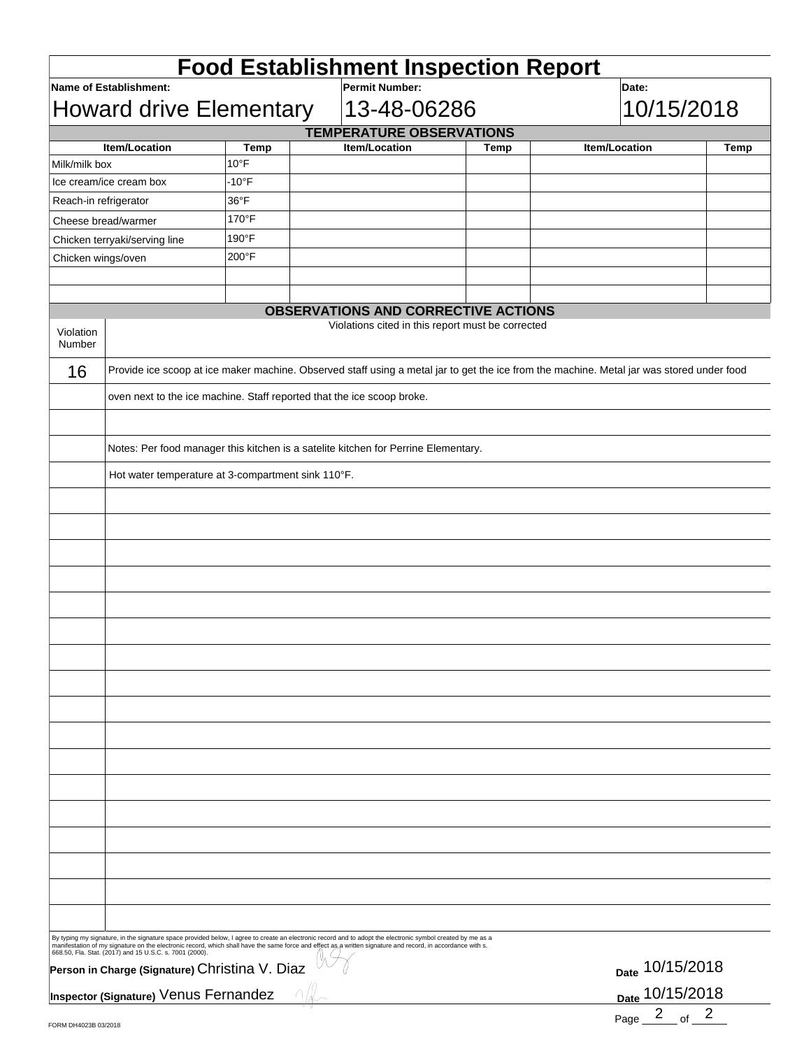# Food Establishment Inspection Report

| Name of Establishment: | Permit Number: | Date: |
|---|---|---|
| Howard drive Elementary | 13-48-06286 | 10/15/2018 |

## TEMPERATURE OBSERVATIONS

| Item/Location | Temp | Item/Location | Temp | Item/Location | Temp |
|---|---|---|---|---|---|
| Milk/milk box | 10°F | | | | |
| Ice cream/ice cream box | -10°F | | | | |
| Reach-in refrigerator | 36°F | | | | |
| Cheese bread/warmer | 170°F | | | | |
| Chicken terryaki/serving line | 190°F | | | | |
| Chicken wings/oven | 200°F | | | | |

## OBSERVATIONS AND CORRECTIVE ACTIONS

Violations cited in this report must be corrected

| Violation Number | |
|---|---|
| 16 | Provide ice scoop at ice maker machine. Observed staff using a metal jar to get the ice from the machine. Metal jar was stored under food |
| | oven next to the ice machine. Staff reported that the ice scoop broke. |
| | |
| | Notes: Per food manager this kitchen is a satelite kitchen for Perrine Elementary. |
| | Hot water temperature at 3-compartment sink 110°F. |

By typing my signature, in the signature space provided below, I agree to create an electronic record and to adopt the electronic symbol created by me as a manifestation of my signature on the electronic record, which shall have the same force and effect as a written signature and record, in accordance with s. 668.50, Fla. Stat. (2017) and 15 U.S.C. s. 7001 (2000).

**Person in Charge (Signature)** Christina V. Diaz — **Date** 10/15/2018

**Inspector (Signature)** Venus Fernandez — **Date** 10/15/2018

FORM DH4023B 03/2018